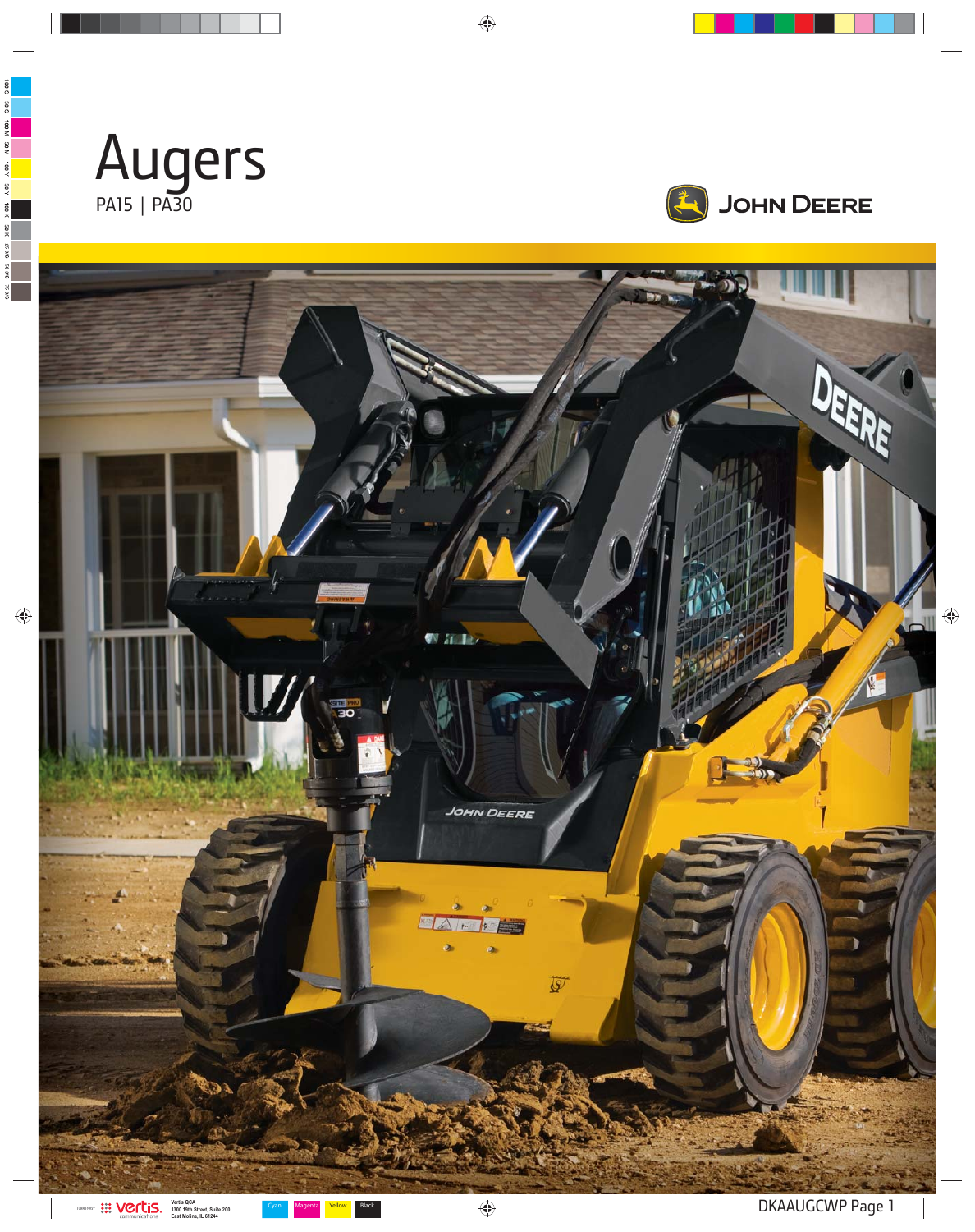# Augers

PA15 | PA30

JOHN DEERE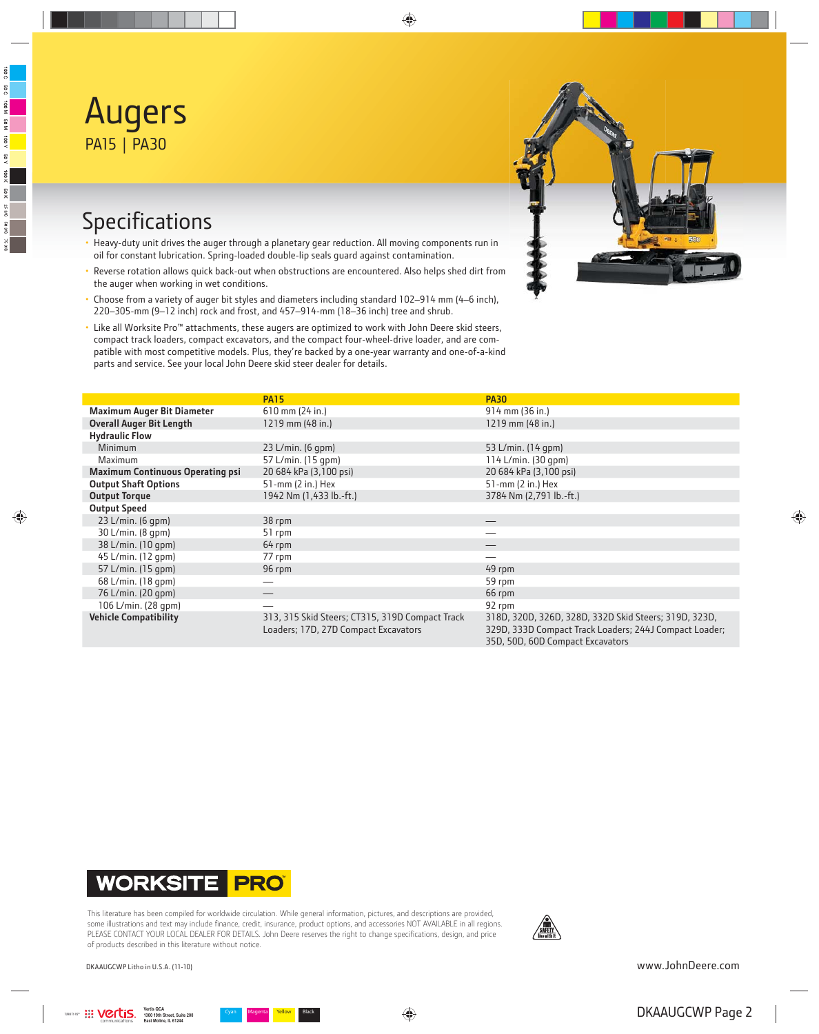# Augers

## PA15 | PA30

## Specifications

- Heavy-duty unit drives the auger through a planetary gear reduction. All moving components run in oil for constant lubrication. Spring-loaded double-lip seals guard against contamination.
- Reverse rotation allows quick back-out when obstructions are encountered. Also helps shed dirt from the auger when working in wet conditions.
- Choose from a variety of auger bit styles and diameters including standard 102–914 mm (4–6 inch), 220–305-mm (9–12 inch) rock and frost, and 457–914-mm (18–36 inch) tree and shrub.
- Like all Worksite Pro™ attachments, these augers are optimized to work with John Deere skid steers, compact track loaders, compact excavators, and the compact four-wheel-drive loader, and are compatible with most competitive models. Plus, they're backed by a one-year warranty and one-of-a-kind parts and service. See your local John Deere skid steer dealer for details.

| | PA15 | PA30 |
|---|---|---|
| **Maximum Auger Bit Diameter** | 610 mm (24 in.) | 914 mm (36 in.) |
| **Overall Auger Bit Length** | 1219 mm (48 in.) | 1219 mm (48 in.) |
| **Hydraulic Flow** | | |
| Minimum | 23 L/min. (6 gpm) | 53 L/min. (14 gpm) |
| Maximum | 57 L/min. (15 gpm) | 114 L/min. (30 gpm) |
| **Maximum Continuous Operating psi** | 20 684 kPa (3,100 psi) | 20 684 kPa (3,100 psi) |
| **Output Shaft Options** | 51-mm (2 in.) Hex | 51-mm (2 in.) Hex |
| **Output Torque** | 1942 Nm (1,433 lb.-ft.) | 3784 Nm (2,791 lb.-ft.) |
| **Output Speed** | | |
| 23 L/min. (6 gpm) | 38 rpm | — |
| 30 L/min. (8 gpm) | 51 rpm | — |
| 38 L/min. (10 gpm) | 64 rpm | — |
| 45 L/min. (12 gpm) | 77 rpm | — |
| 57 L/min. (15 gpm) | 96 rpm | 49 rpm |
| 68 L/min. (18 gpm) | — | 59 rpm |
| 76 L/min. (20 gpm) | — | 66 rpm |
| 106 L/min. (28 gpm) | — | 92 rpm |
| **Vehicle Compatibility** | 313, 315 Skid Steers; CT315, 319D Compact Track Loaders; 17D, 27D Compact Excavators | 318D, 320D, 326D, 328D, 332D Skid Steers; 319D, 323D, 329D, 333D Compact Track Loaders; 244J Compact Loader; 35D, 50D, 60D Compact Excavators |

WORKSITE PRO™

This literature has been compiled for worldwide circulation. While general information, pictures, and descriptions are provided, some illustrations and text may include finance, credit, insurance, product options, and accessories NOT AVAILABLE in all regions. PLEASE CONTACT YOUR LOCAL DEALER FOR DETAILS. John Deere reserves the right to change specifications, design, and price of products described in this literature without notice.

DKAAUGCWP Litho in U.S.A. (11-10)

www.JohnDeere.com